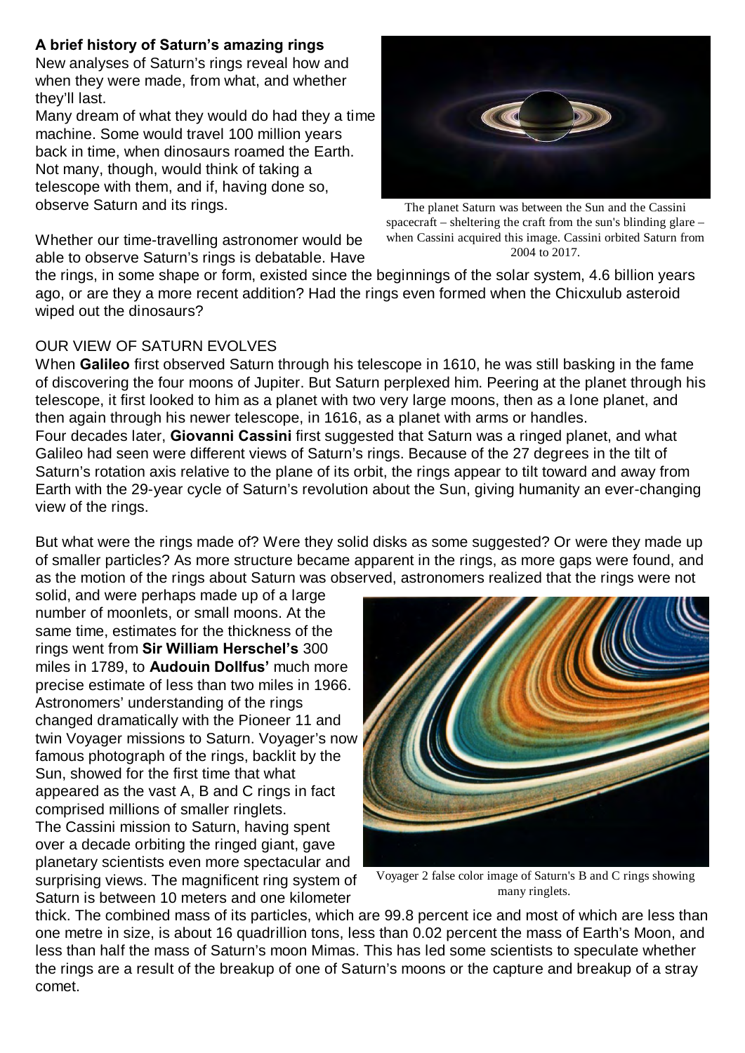## A brief history of Saturn's amazing rings

New analyses of Saturn's rings reveal how and when they were made, from what, and whether they'll last.

Many dream of what they would do had they a time machine. Some would travel 100 million years back in time, when dinosaurs roamed the Earth. Not many, though, would think of taking a telescope with them, and if, having done so, observe Saturn and its rings.

The planet Saturn was between the Sun and the Cassini spacecraft – sheltering the craft from the sun's blinding glare – when Cassini acquired this image. Cassini orbited Saturn from 2004 to 2017.

Whether our time-travelling astronomer would be able to observe Saturn's rings is debatable. Have the rings, in some shape or form, existed since the beginnings of the solar system, 4.6 billion years ago, or are they a more recent addition? Had the rings even formed when the Chicxulub asteroid wiped out the dinosaurs?

### OUR VIEW OF SATURN EVOLVES

When **Galileo** first observed Saturn through his telescope in 1610, he was still basking in the fame of discovering the four moons of Jupiter. But Saturn perplexed him. Peering at the planet through his telescope, it first looked to him as a planet with two very large moons, then as a lone planet, and then again through his newer telescope, in 1616, as a planet with arms or handles.

Four decades later, **Giovanni Cassini** first suggested that Saturn was a ringed planet, and what Galileo had seen were different views of Saturn's rings. Because of the 27 degrees in the tilt of Saturn's rotation axis relative to the plane of its orbit, the rings appear to tilt toward and away from Earth with the 29-year cycle of Saturn's revolution about the Sun, giving humanity an ever-changing view of the rings.

But what were the rings made of? Were they solid disks as some suggested? Or were they made up of smaller particles? As more structure became apparent in the rings, as more gaps were found, and as the motion of the rings about Saturn was observed, astronomers realized that the rings were not solid, and were perhaps made up of a large number of moonlets, or small moons. At the same time, estimates for the thickness of the rings went from **Sir William Herschel's** 300 miles in 1789, to **Audouin Dollfus'** much more precise estimate of less than two miles in 1966.

Astronomers' understanding of the rings changed dramatically with the Pioneer 11 and twin Voyager missions to Saturn. Voyager's now famous photograph of the rings, backlit by the Sun, showed for the first time that what appeared as the vast A, B and C rings in fact comprised millions of smaller ringlets.

The Cassini mission to Saturn, having spent over a decade orbiting the ringed giant, gave planetary scientists even more spectacular and surprising views. The magnificent ring system of Saturn is between 10 meters and one kilometer thick. The combined mass of its particles, which are 99.8 percent ice and most of which are less than one metre in size, is about 16 quadrillion tons, less than 0.02 percent the mass of Earth's Moon, and less than half the mass of Saturn's moon Mimas. This has led some scientists to speculate whether the rings are a result of the breakup of one of Saturn's moons or the capture and breakup of a stray comet.

Voyager 2 false color image of Saturn's B and C rings showing many ringlets.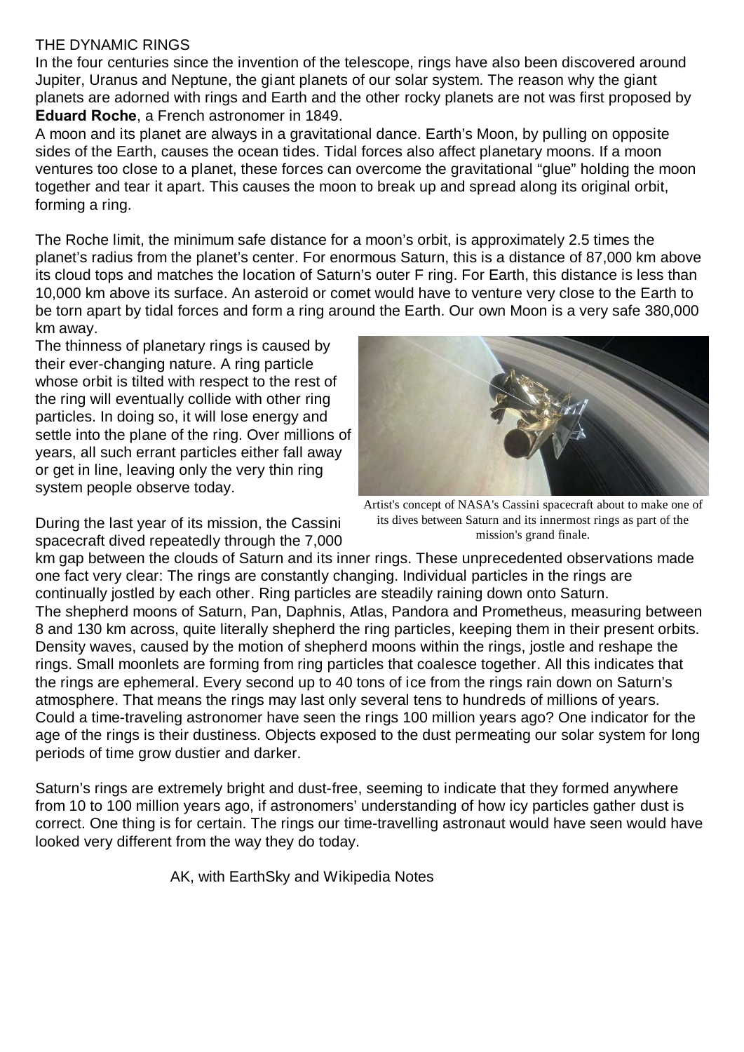## THE DYNAMIC RINGS

In the four centuries since the invention of the telescope, rings have also been discovered around Jupiter, Uranus and Neptune, the giant planets of our solar system. The reason why the giant planets are adorned with rings and Earth and the other rocky planets are not was first proposed by **Eduard Roche**, a French astronomer in 1849.

A moon and its planet are always in a gravitational dance. Earth's Moon, by pulling on opposite sides of the Earth, causes the ocean tides. Tidal forces also affect planetary moons. If a moon ventures too close to a planet, these forces can overcome the gravitational "glue" holding the moon together and tear it apart. This causes the moon to break up and spread along its original orbit, forming a ring.

The Roche limit, the minimum safe distance for a moon's orbit, is approximately 2.5 times the planet's radius from the planet's center. For enormous Saturn, this is a distance of 87,000 km above its cloud tops and matches the location of Saturn's outer F ring. For Earth, this distance is less than 10,000 km above its surface. An asteroid or comet would have to venture very close to the Earth to be torn apart by tidal forces and form a ring around the Earth. Our own Moon is a very safe 380,000 km away.

The thinness of planetary rings is caused by their ever-changing nature. A ring particle whose orbit is tilted with respect to the rest of the ring will eventually collide with other ring particles. In doing so, it will lose energy and settle into the plane of the ring. Over millions of years, all such errant particles either fall away or get in line, leaving only the very thin ring system people observe today.

Artist's concept of NASA's Cassini spacecraft about to make one of its dives between Saturn and its innermost rings as part of the mission's grand finale.

During the last year of its mission, the Cassini spacecraft dived repeatedly through the 7,000 km gap between the clouds of Saturn and its inner rings. These unprecedented observations made one fact very clear: The rings are constantly changing. Individual particles in the rings are continually jostled by each other. Ring particles are steadily raining down onto Saturn.

The shepherd moons of Saturn, Pan, Daphnis, Atlas, Pandora and Prometheus, measuring between 8 and 130 km across, quite literally shepherd the ring particles, keeping them in their present orbits. Density waves, caused by the motion of shepherd moons within the rings, jostle and reshape the rings. Small moonlets are forming from ring particles that coalesce together. All this indicates that the rings are ephemeral. Every second up to 40 tons of ice from the rings rain down on Saturn's atmosphere. That means the rings may last only several tens to hundreds of millions of years. Could a time-traveling astronomer have seen the rings 100 million years ago? One indicator for the age of the rings is their dustiness. Objects exposed to the dust permeating our solar system for long periods of time grow dustier and darker.

Saturn's rings are extremely bright and dust-free, seeming to indicate that they formed anywhere from 10 to 100 million years ago, if astronomers' understanding of how icy particles gather dust is correct. One thing is for certain. The rings our time-travelling astronaut would have seen would have looked very different from the way they do today.

AK, with EarthSky and Wikipedia Notes